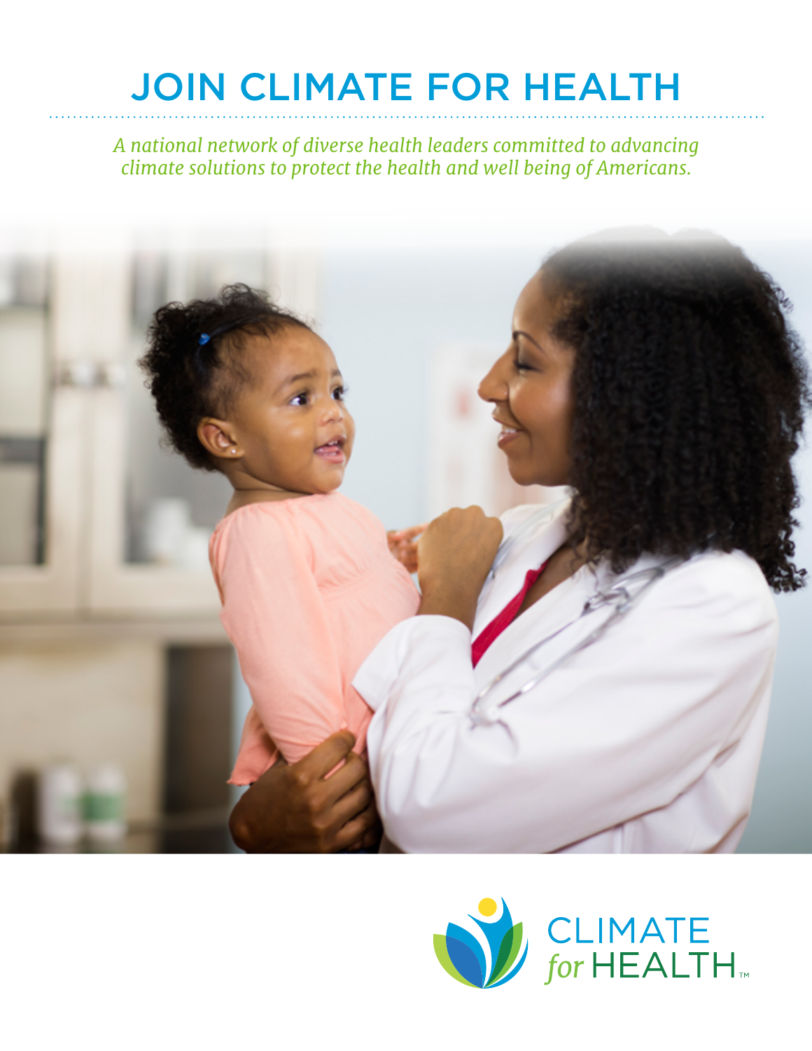# JOIN CLIMATE FOR HEALTH

*A national network of diverse health leaders committed to advancing climate solutions to protect the health and well being of Americans.*

CLIMATE *for* HEALTH™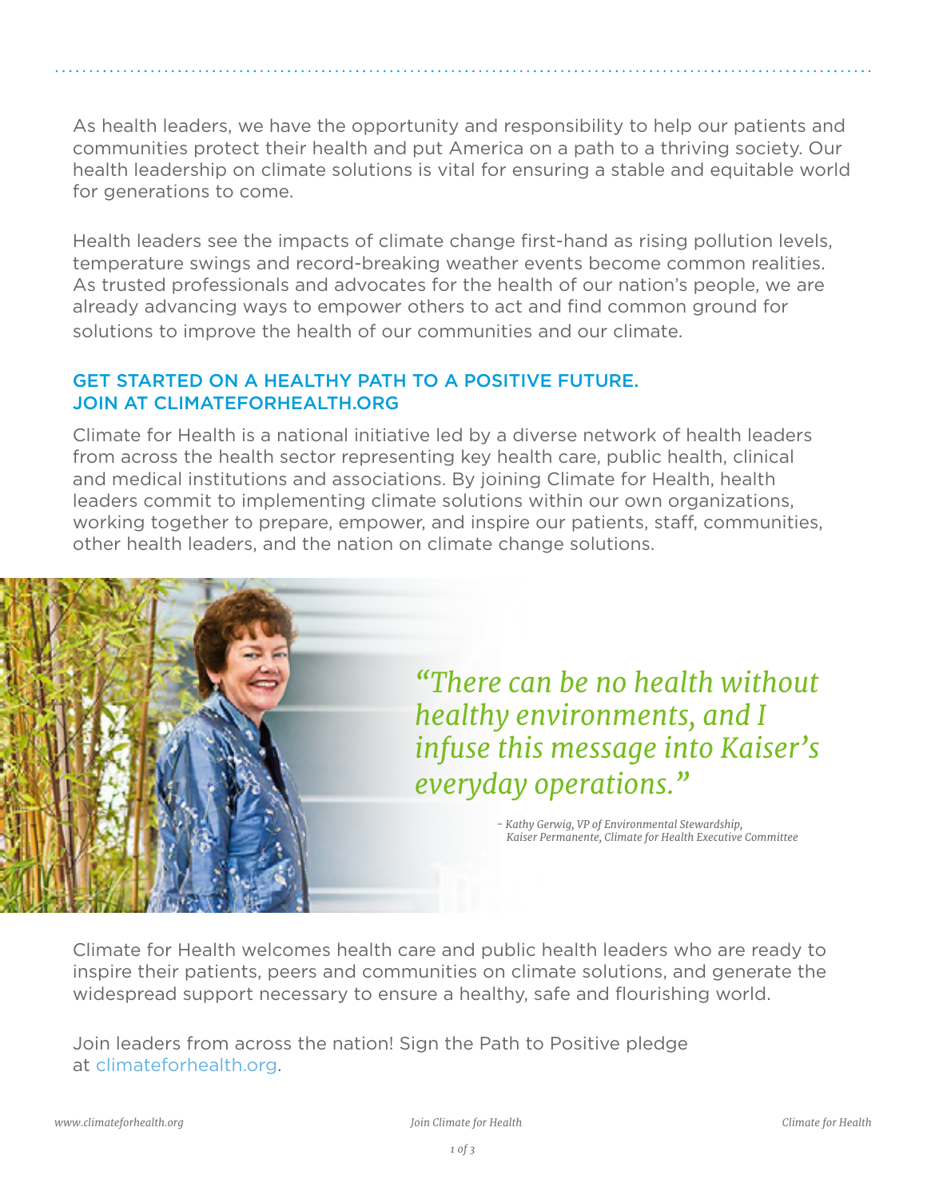As health leaders, we have the opportunity and responsibility to help our patients and communities protect their health and put America on a path to a thriving society. Our health leadership on climate solutions is vital for ensuring a stable and equitable world for generations to come.

Health leaders see the impacts of climate change first-hand as rising pollution levels, temperature swings and record-breaking weather events become common realities. As trusted professionals and advocates for the health of our nation's people, we are already advancing ways to empower others to act and find common ground for solutions to improve the health of our communities and our climate.

## GET STARTED ON A HEALTHY PATH TO A POSITIVE FUTURE. JOIN AT CLIMATEFORHEALTH.ORG

Climate for Health is a national initiative led by a diverse network of health leaders from across the health sector representing key health care, public health, clinical and medical institutions and associations. By joining Climate for Health, health leaders commit to implementing climate solutions within our own organizations, working together to prepare, empower, and inspire our patients, staff, communities, other health leaders, and the nation on climate change solutions.

*"There can be no health without healthy environments, and I infuse this message into Kaiser's everyday operations."*

*– Kathy Gerwig, VP of Environmental Stewardship, Kaiser Permanente, Climate for Health Executive Committee*

Climate for Health welcomes health care and public health leaders who are ready to inspire their patients, peers and communities on climate solutions, and generate the widespread support necessary to ensure a healthy, safe and flourishing world.

Join leaders from across the nation! Sign the Path to Positive pledge at climateforhealth.org.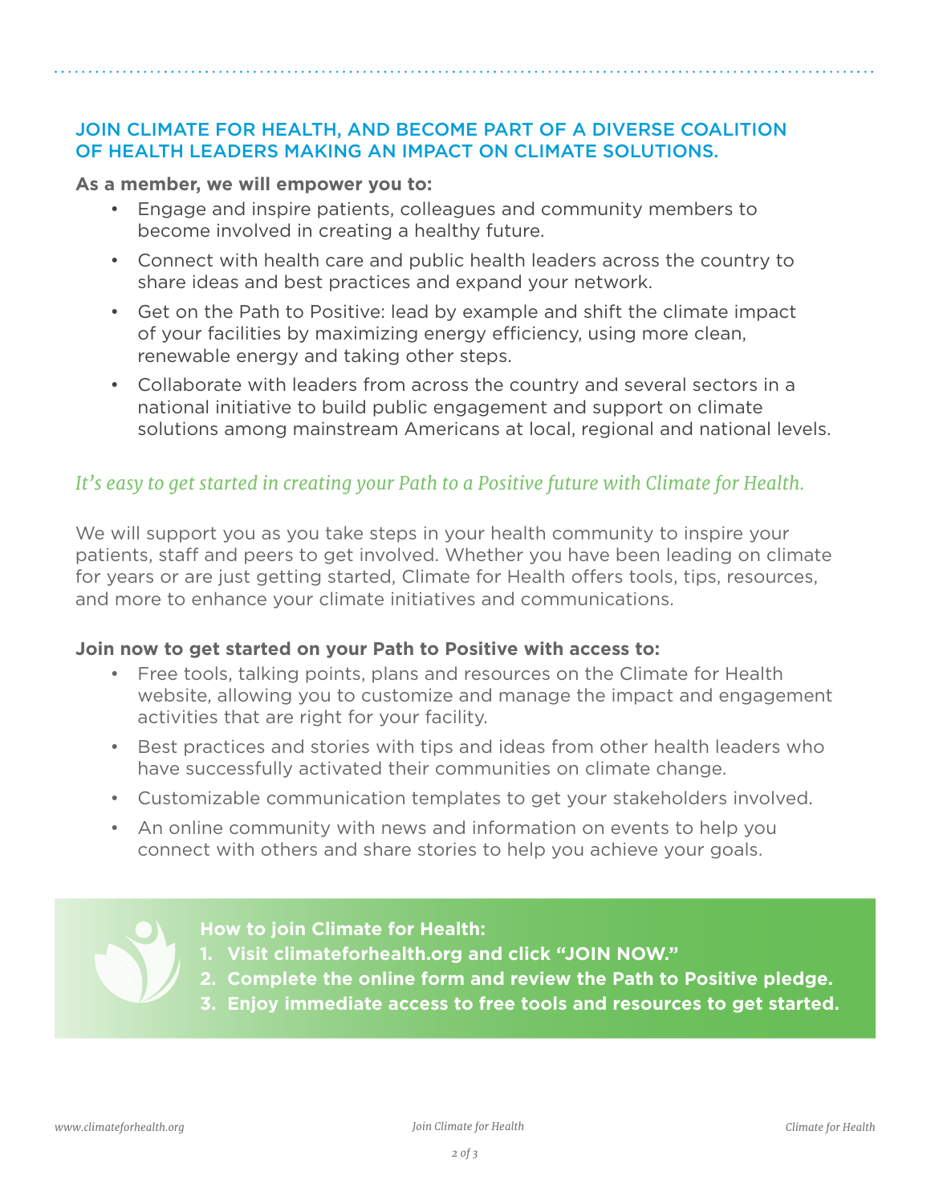## JOIN CLIMATE FOR HEALTH, AND BECOME PART OF A DIVERSE COALITION OF HEALTH LEADERS MAKING AN IMPACT ON CLIMATE SOLUTIONS.

**As a member, we will empower you to:**

- Engage and inspire patients, colleagues and community members to become involved in creating a healthy future.
- Connect with health care and public health leaders across the country to share ideas and best practices and expand your network.
- Get on the Path to Positive: lead by example and shift the climate impact of your facilities by maximizing energy efficiency, using more clean, renewable energy and taking other steps.
- Collaborate with leaders from across the country and several sectors in a national initiative to build public engagement and support on climate solutions among mainstream Americans at local, regional and national levels.

*It's easy to get started in creating your Path to a Positive future with Climate for Health.*

We will support you as you take steps in your health community to inspire your patients, staff and peers to get involved. Whether you have been leading on climate for years or are just getting started, Climate for Health offers tools, tips, resources, and more to enhance your climate initiatives and communications.

**Join now to get started on your Path to Positive with access to:**

- Free tools, talking points, plans and resources on the Climate for Health website, allowing you to customize and manage the impact and engagement activities that are right for your facility.
- Best practices and stories with tips and ideas from other health leaders who have successfully activated their communities on climate change.
- Customizable communication templates to get your stakeholders involved.
- An online community with news and information on events to help you connect with others and share stories to help you achieve your goals.

**How to join Climate for Health:**

1. **Visit climateforhealth.org and click "JOIN NOW."**
2. **Complete the online form and review the Path to Positive pledge.**
3. **Enjoy immediate access to free tools and resources to get started.**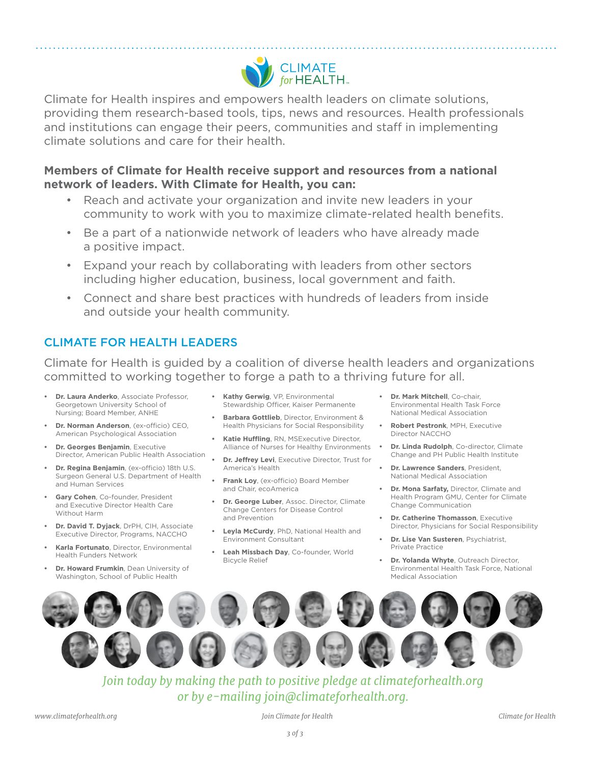CLIMATE *for* HEALTH

Climate for Health inspires and empowers health leaders on climate solutions, providing them research-based tools, tips, news and resources. Health professionals and institutions can engage their peers, communities and staff in implementing climate solutions and care for their health.

**Members of Climate for Health receive support and resources from a national network of leaders. With Climate for Health, you can:**

- Reach and activate your organization and invite new leaders in your community to work with you to maximize climate-related health benefits.
- Be a part of a nationwide network of leaders who have already made a positive impact.
- Expand your reach by collaborating with leaders from other sectors including higher education, business, local government and faith.
- Connect and share best practices with hundreds of leaders from inside and outside your health community.

## CLIMATE FOR HEALTH LEADERS

Climate for Health is guided by a coalition of diverse health leaders and organizations committed to working together to forge a path to a thriving future for all.

- **Dr. Laura Anderko**, Associate Professor, Georgetown University School of Nursing; Board Member, ANHE
- **Dr. Norman Anderson**, (ex-officio) CEO, American Psychological Association
- **Dr. Georges Benjamin**, Executive Director, American Public Health Association
- **Dr. Regina Benjamin**, (ex-officio) 18th U.S. Surgeon General U.S. Department of Health and Human Services
- **Gary Cohen**, Co-founder, President and Executive Director Health Care Without Harm
- **Dr. David T. Dyjack**, DrPH, CIH, Associate Executive Director, Programs, NACCHO
- **Karla Fortunato**, Director, Environmental Health Funders Network
- **Dr. Howard Frumkin**, Dean University of Washington, School of Public Health
- **Kathy Gerwig**, VP, Environmental Stewardship Officer, Kaiser Permanente
- **Barbara Gottlieb**, Director, Environment & Health Physicians for Social Responsibility
- **Katie Huffling**, RN, MSExecutive Director, Alliance of Nurses for Healthy Environments
- **Dr. Jeffrey Levi**, Executive Director, Trust for America's Health
- **Frank Loy**, (ex-officio) Board Member and Chair, ecoAmerica
- **Dr. George Luber**, Assoc. Director, Climate Change Centers for Disease Control and Prevention
- **Leyla McCurdy**, PhD, National Health and Environment Consultant
- **Leah Missbach Day**, Co-founder, World Bicycle Relief
- **Dr. Mark Mitchell**, Co-chair, Environmental Health Task Force National Medical Association
- **Robert Pestronk**, MPH, Executive Director NACCHO
- **Dr. Linda Rudolph**, Co-director, Climate Change and PH Public Health Institute
- **Dr. Lawrence Sanders**, President, National Medical Association
- **Dr. Mona Sarfaty,** Director, Climate and Health Program GMU, Center for Climate Change Communication
- **Dr. Catherine Thomasson**, Executive Director, Physicians for Social Responsibility
- **Dr. Lise Van Susteren**, Psychiatrist, Private Practice
- **Dr. Yolanda Whyte**, Outreach Director, Environmental Health Task Force, National Medical Association

*Join today by making the path to positive pledge at climateforhealth.org or by e-mailing join@climateforhealth.org.*